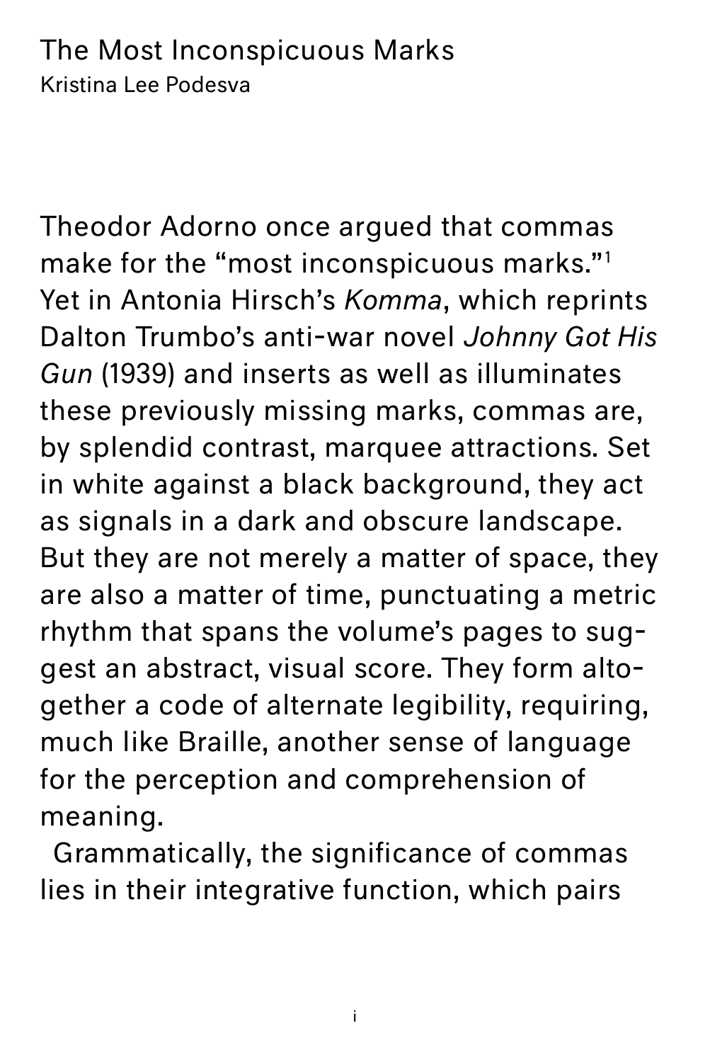# The Most Inconspicuous Marks

Kristina Lee Podesva

Theodor Adorno once argued that commas make for the "most inconspicuous marks."[1] Yet in Antonia Hirsch's *Komma*, which reprints Dalton Trumbo's anti-war novel *Johnny Got His Gun* (1939) and inserts as well as illuminates these previously missing marks, commas are, by splendid contrast, marquee attractions. Set in white against a black background, they act as signals in a dark and obscure landscape. But they are not merely a matter of space, they are also a matter of time, punctuating a metric rhythm that spans the volume's pages to suggest an abstract, visual score. They form altogether a code of alternate legibility, requiring, much like Braille, another sense of language for the perception and comprehension of meaning.

Grammatically, the significance of commas lies in their integrative function, which pairs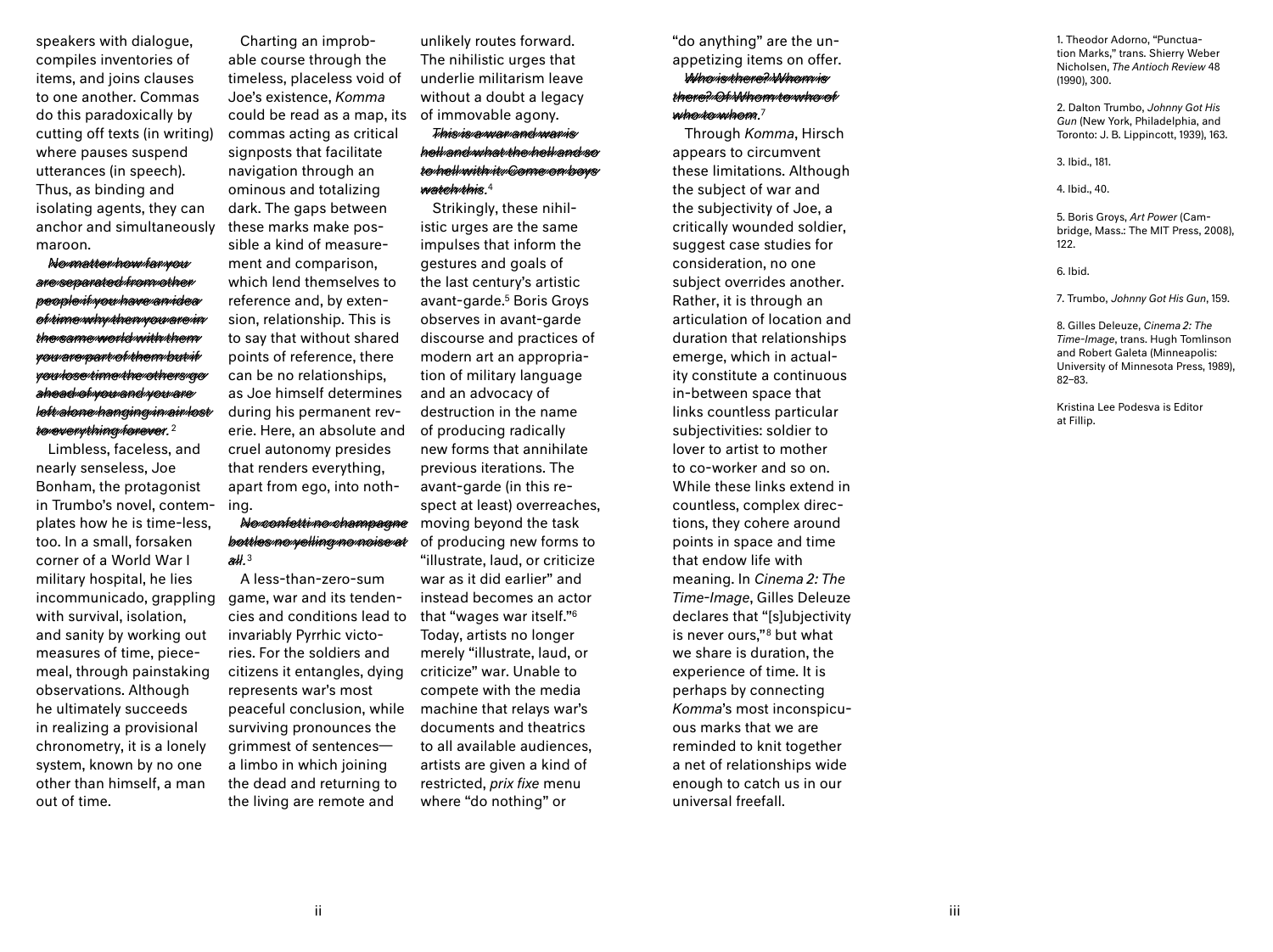speakers with dialogue, compiles inventories of items, and joins clauses to one another. Commas do this paradoxically by cutting off texts (in writing) where pauses suspend utterances (in speech). Thus, as binding and isolating agents, they can anchor and simultaneously maroon.

~~*No matter how far you are separated from other people if you have an idea of time why then you are in the same world with them you are part of them but if you lose time the others go ahead of you and you are left alone hanging in air lost to everything forever.*~~[2]

Limbless, faceless, and nearly senseless, Joe Bonham, the protagonist in Trumbo's novel, contemplates how he is time-less, too. In a small, forsaken corner of a World War I military hospital, he lies incommunicado, grappling with survival, isolation, and sanity by working out measures of time, piecemeal, through painstaking observations. Although he ultimately succeeds in realizing a provisional chronometry, it is a lonely system, known by no one other than himself, a man out of time.

Charting an improbable course through the timeless, placeless void of Joe's existence, *Komma* could be read as a map, its commas acting as critical signposts that facilitate navigation through an ominous and totalizing dark. The gaps between these marks make possible a kind of measurement and comparison, which lend themselves to reference and, by extension, relationship. This is to say that without shared points of reference, there can be no relationships, as Joe himself determines during his permanent reverie. Here, an absolute and cruel autonomy presides that renders everything, apart from ego, into nothing.

~~*No confetti no champagne bottles no yelling no noise at all.*~~[3]

A less-than-zero-sum game, war and its tendencies and conditions lead to invariably Pyrrhic victories. For the soldiers and citizens it entangles, dying represents war's most peaceful conclusion, while surviving pronounces the grimmest of sentences—a limbo in which joining the dead and returning to the living are remote and unlikely routes forward. The nihilistic urges that underlie militarism leave without a doubt a legacy of immovable agony.

~~*This is a war and war is hell and what the hell and so to hell with it. Come on boys watch this.*~~[4]

Strikingly, these nihilistic urges are the same impulses that inform the gestures and goals of the last century's artistic avant-garde.[5] Boris Groys observes in avant-garde discourse and practices of modern art an appropriation of military language and an advocacy of destruction in the name of producing radically new forms that annihilate previous iterations. The avant-garde (in this respect at least) overreaches, moving beyond the task of producing new forms to "illustrate, laud, or criticize war as it did earlier" and instead becomes an actor that "wages war itself."[6] Today, artists no longer merely "illustrate, laud, or criticize" war. Unable to compete with the media machine that relays war's documents and theatrics to all available audiences, artists are given a kind of restricted, *prix fixe* menu where "do nothing" or "do anything" are the unappetizing items on offer.

~~*Who is there? Whom is there? Of Whom to who of who to whom.*~~[7]

Through *Komma*, Hirsch appears to circumvent these limitations. Although the subject of war and the subjectivity of Joe, a critically wounded soldier, suggest case studies for consideration, no one subject overrides another. Rather, it is through an articulation of location and duration that relationships emerge, which in actuality constitute a continuous in-between space that links countless particular subjectivities: soldier to lover to artist to mother to co-worker and so on. While these links extend in countless, complex directions, they cohere around points in space and time that endow life with meaning. In *Cinema 2: The Time-Image*, Gilles Deleuze declares that "[s]ubjectivity is never ours,"[8] but what we share is duration, the experience of time. It is perhaps by connecting *Komma*'s most inconspicuous marks that we are reminded to knit together a net of relationships wide enough to catch us in our universal freefall.

1. Theodor Adorno, "Punctuation Marks," trans. Shierry Weber Nicholsen, *The Antioch Review* 48 (1990), 300.

2. Dalton Trumbo, *Johnny Got His Gun* (New York, Philadelphia, and Toronto: J. B. Lippincott, 1939), 163.

3. Ibid., 181.

4. Ibid., 40.

5. Boris Groys, *Art Power* (Cambridge, Mass.: The MIT Press, 2008), 122.

6. Ibid.

7. Trumbo, *Johnny Got His Gun*, 159.

8. Gilles Deleuze, *Cinema 2: The Time-Image*, trans. Hugh Tomlinson and Robert Galeta (Minneapolis: University of Minnesota Press, 1989), 82–83.

Kristina Lee Podesva is Editor at Fillip.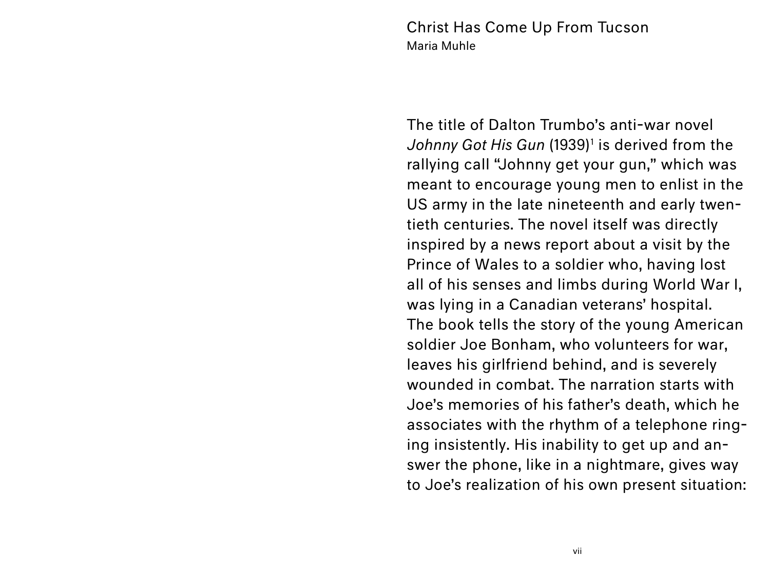# Christ Has Come Up From Tucson

Maria Muhle

The title of Dalton Trumbo's anti-war novel *Johnny Got His Gun* (1939)[1] is derived from the rallying call "Johnny get your gun," which was meant to encourage young men to enlist in the US army in the late nineteenth and early twentieth centuries. The novel itself was directly inspired by a news report about a visit by the Prince of Wales to a soldier who, having lost all of his senses and limbs during World War I, was lying in a Canadian veterans' hospital. The book tells the story of the young American soldier Joe Bonham, who volunteers for war, leaves his girlfriend behind, and is severely wounded in combat. The narration starts with Joe's memories of his father's death, which he associates with the rhythm of a telephone ringing insistently. His inability to get up and answer the phone, like in a nightmare, gives way to Joe's realization of his own present situation: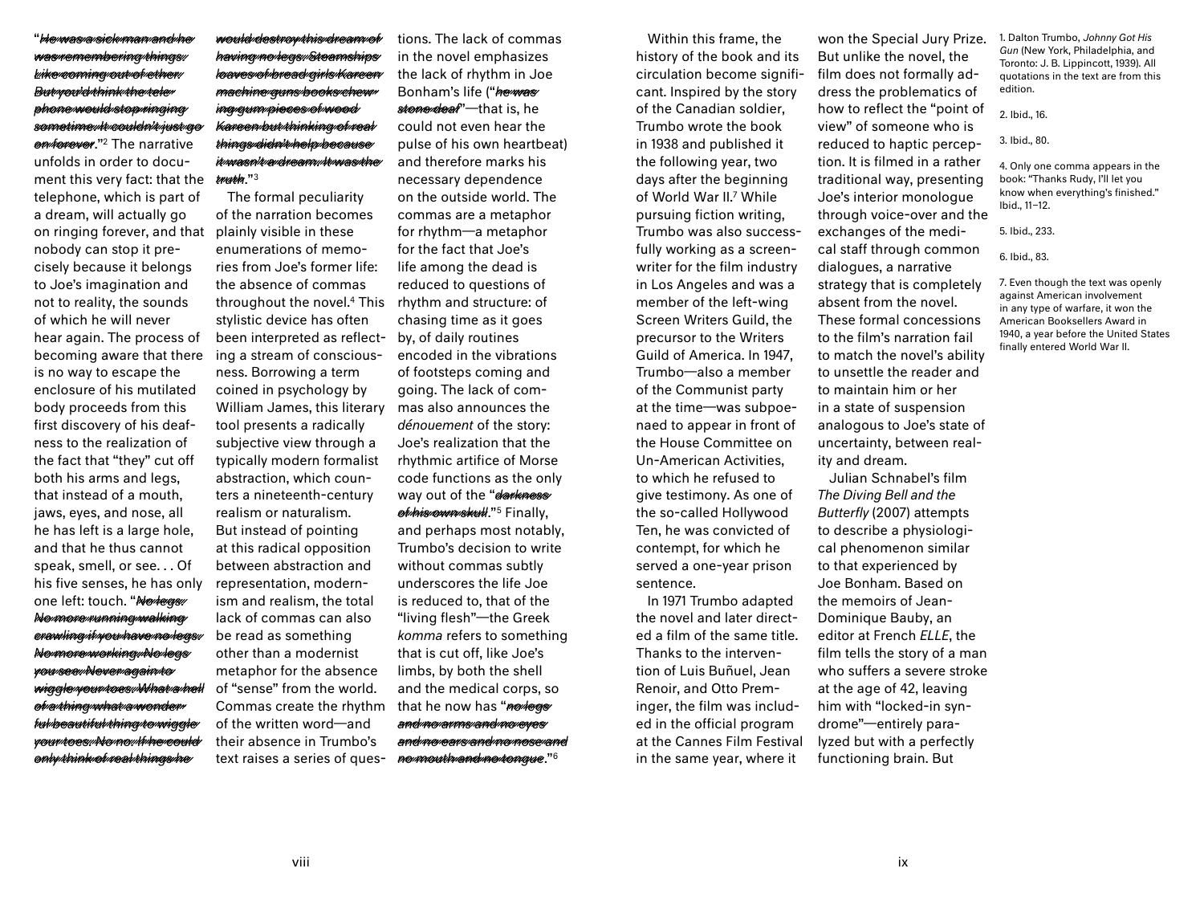"*He was a sick man and he was remembering things. Like coming out of ether. But you'd think the telephone would stop ringing sometime. It couldn't just go on forever*."[2] The narrative unfolds in order to document this very fact: that the telephone, which is part of a dream, will actually go on ringing forever, and that nobody can stop it precisely because it belongs to Joe's imagination and not to reality, the sounds of which he will never hear again. The process of becoming aware that there is no way to escape the enclosure of his mutilated body proceeds from this first discovery of his deafness to the realization of the fact that "they" cut off both his arms and legs, that instead of a mouth, jaws, eyes, and nose, all he has left is a large hole, and that he thus cannot speak, smell, or see. . . Of his five senses, he has only one left: touch. "*No legs. No more running walking crawling if you have no legs. No more working. No legs you see. Never again to wiggle your toes. What a hell of a thing what a wonderful beautiful thing to wiggle your toes. No no. If he could only think of real things he would destroy this dream of having no legs. Steamships loaves of bread girls Kareen machine guns books chewing gum pieces of wood Kareen but thinking of real things didn't help because it wasn't a dream. It was the truth*."[3]

The formal peculiarity of the narration becomes plainly visible in these enumerations of memories from Joe's former life: the absence of commas throughout the novel.[4] This stylistic device has often been interpreted as reflecting a stream of consciousness. Borrowing a term coined in psychology by William James, this literary tool presents a radically subjective view through a typically modern formalist abstraction, which counters a nineteenth-century realism or naturalism. But instead of pointing at this radical opposition between abstraction and representation, modernism and realism, the total lack of commas can also be read as something other than a modernist metaphor for the absence of "sense" from the world. Commas create the rhythm of the written word—and their absence in Trumbo's text raises a series of questions. The lack of commas in the novel emphasizes the lack of rhythm in Joe Bonham's life ("*he was stone deaf*"—that is, he could not even hear the pulse of his own heartbeat) and therefore marks his necessary dependence on the outside world. The commas are a metaphor for rhythm—a metaphor for the fact that Joe's life among the dead is reduced to questions of rhythm and structure: of chasing time as it goes by, of daily routines encoded in the vibrations of footsteps coming and going. The lack of commas also announces the *dénouement* of the story: Joe's realization that the rhythmic artifice of Morse code functions as the only way out of the "*darkness of his own skull*."[5] Finally, and perhaps most notably, Trumbo's decision to write without commas subtly underscores the life Joe is reduced to, that of the "living flesh"—the Greek *komma* refers to something that is cut off, like Joe's limbs, by both the shell and the medical corps, so that he now has "*no legs and no arms and no eyes and no ears and no nose and no mouth and no tongue*."[6]

Within this frame, the history of the book and its circulation become significant. Inspired by the story of the Canadian soldier, Trumbo wrote the book in 1938 and published it the following year, two days after the beginning of World War II.[7] While pursuing fiction writing, Trumbo was also successfully working as a screenwriter for the film industry in Los Angeles and was a member of the left-wing Screen Writers Guild, the precursor to the Writers Guild of America. In 1947, Trumbo—also a member of the Communist party at the time—was subpoenaed to appear in front of the House Committee on Un-American Activities, to which he refused to give testimony. As one of the so-called Hollywood Ten, he was convicted of contempt, for which he served a one-year prison sentence.

In 1971 Trumbo adapted the novel and later directed a film of the same title. Thanks to the intervention of Luis Buñuel, Jean Renoir, and Otto Preminger, the film was included in the official program at the Cannes Film Festival in the same year, where it won the Special Jury Prize. But unlike the novel, the film does not formally address the problematics of how to reflect the "point of view" of someone who is reduced to haptic perception. It is filmed in a rather traditional way, presenting Joe's interior monologue through voice-over and the exchanges of the medical staff through common dialogues, a narrative strategy that is completely absent from the novel. These formal concessions to the film's narration fail to match the novel's ability to unsettle the reader and to maintain him or her in a state of suspension analogous to Joe's state of uncertainty, between reality and dream.

Julian Schnabel's film *The Diving Bell and the Butterfly* (2007) attempts to describe a physiological phenomenon similar to that experienced by Joe Bonham. Based on the memoirs of Jean-Dominique Bauby, an editor at French *ELLE*, the film tells the story of a man who suffers a severe stroke at the age of 42, leaving him with "locked-in syndrome"—entirely paralyzed but with a perfectly functioning brain. But

1. Dalton Trumbo, *Johnny Got His Gun* (New York, Philadelphia, and Toronto: J. B. Lippincott, 1939). All quotations in the text are from this edition.

2. Ibid., 16.

3. Ibid., 80.

4. Only one comma appears in the book: "Thanks Rudy, I'll let you know when everything's finished." Ibid., 11–12.

5. Ibid., 233.

6. Ibid., 83.

7. Even though the text was openly against American involvement in any type of warfare, it won the American Booksellers Award in 1940, a year before the United States finally entered World War II.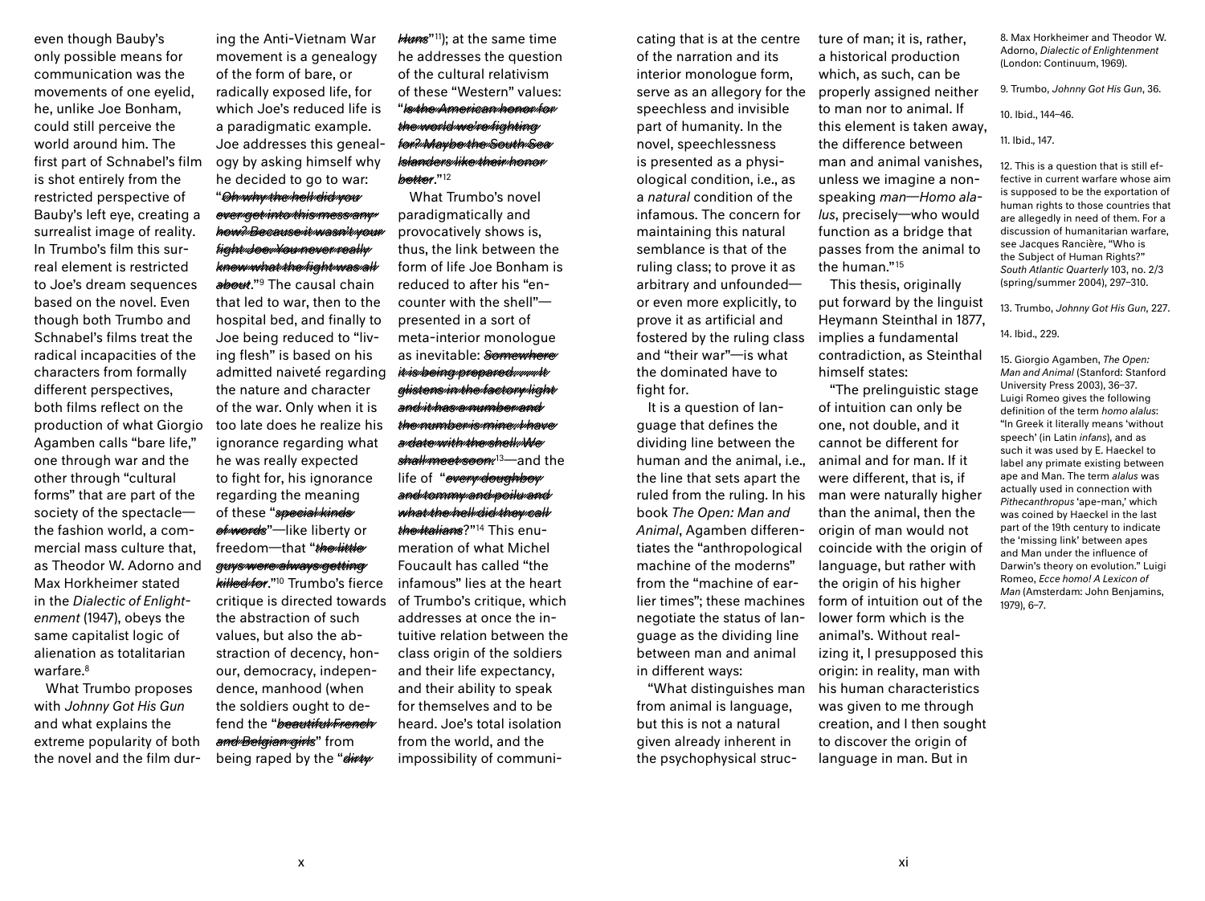even though Bauby's only possible means for communication was the movements of one eyelid, he, unlike Joe Bonham, could still perceive the world around him. The first part of Schnabel's film is shot entirely from the restricted perspective of Bauby's left eye, creating a surrealist image of reality. In Trumbo's film this surreal element is restricted to Joe's dream sequences based on the novel. Even though both Trumbo and Schnabel's films treat the radical incapacities of the characters from formally different perspectives, both films reflect on the production of what Giorgio Agamben calls "bare life," one through war and the other through "cultural forms" that are part of the society of the spectacle—the fashion world, a commercial mass culture that, as Theodor W. Adorno and Max Horkheimer stated in the *Dialectic of Enlightenment* (1947), obeys the same capitalist logic of alienation as totalitarian warfare.[8]

What Trumbo proposes with *Johnny Got His Gun* and what explains the extreme popularity of both the novel and the film during the Anti-Vietnam War movement is a genealogy of the form of bare, or radically exposed life, for which Joe's reduced life is a paradigmatic example. Joe addresses this genealogy by asking himself why he decided to go to war: "***Oh why the hell did you ever get into this mess anyhow? Because it wasn't your fight Joe. You never really knew what the fight was all about***."[9] The causal chain that led to war, then to the hospital bed, and finally to Joe being reduced to "living flesh" is based on his admitted naiveté regarding the nature and character of the war. Only when it is too late does he realize his ignorance regarding what he was really expected to fight for, his ignorance regarding the meaning of these "***special kinds of words***"—like liberty or freedom—that "***the little guys were always getting killed for***."[10] Trumbo's fierce critique is directed towards the abstraction of such values, but also the abstraction of decency, honour, democracy, independence, manhood (when the soldiers ought to defend the "***beautiful French and Belgian girls***" from being raped by the "***dirty Huns***"[11]); at the same time he addresses the question of the cultural relativism of these "Western" values: "***Is the American honor for the world we're fighting for? Maybe the South Sea Islanders like their honor better***."[12]

What Trumbo's novel paradigmatically and provocatively shows is, thus, the link between the form of life Joe Bonham is reduced to after his "encounter with the shell"—presented in a sort of meta-interior monologue as inevitable: ***Somewhere it is being prepared. . . . It glistens in the factory light and it has a number and the number is mine. I have a date with the shell. We shall meet soon.***[13]—and the life of "***every doughboy and tommy and poilu and what the hell did they call the Italians***?"[14] This enumeration of what Michel Foucault has called "the infamous" lies at the heart of Trumbo's critique, which addresses at once the intuitive relation between the class origin of the soldiers and their life expectancy, and their ability to speak for themselves and to be heard. Joe's total isolation from the world, and the impossibility of communicating that is at the centre of the narration and its interior monologue form, serve as an allegory for the speechless and invisible part of humanity. In the novel, speechlessness is presented as a physiological condition, i.e., as a *natural* condition of the infamous. The concern for maintaining this natural semblance is that of the ruling class; to prove it as arbitrary and unfounded—or even more explicitly, to prove it as artificial and fostered by the ruling class and "their war"—is what the dominated have to fight for.

It is a question of language that defines the dividing line between the human and the animal, i.e., the line that sets apart the ruled from the ruling. In his book *The Open: Man and Animal*, Agamben differentiates the "anthropological machine of the moderns" from the "machine of earlier times"; these machines negotiate the status of language as the dividing line between man and animal in different ways:

"What distinguishes man from animal is language, but this is not a natural given already inherent in the psychophysical structure of man; it is, rather, a historical production which, as such, can be properly assigned neither to man nor to animal. If this element is taken away, the difference between man and animal vanishes, unless we imagine a non-speaking *man*—*Homo alalus*, precisely—who would function as a bridge that passes from the animal to the human."[15]

This thesis, originally put forward by the linguist Heymann Steinthal in 1877, implies a fundamental contradiction, as Steinthal himself states:

"The prelinguistic stage of intuition can only be one, not double, and it cannot be different for animal and for man. If it were different, that is, if man were naturally higher than the animal, then the origin of man would not coincide with the origin of language, but rather with the origin of his higher form of intuition out of the lower form which is the animal's. Without realizing it, I presupposed this origin: in reality, man with his human characteristics was given to me through creation, and I then sought to discover the origin of language in man. But in

---

8. Max Horkheimer and Theodor W. Adorno, *Dialectic of Enlightenment* (London: Continuum, 1969).

9. Trumbo, *Johnny Got His Gun*, 36.

10. Ibid., 144–46.

11. Ibid., 147.

12. This is a question that is still effective in current warfare whose aim is supposed to be the exportation of human rights to those countries that are allegedly in need of them. For a discussion of humanitarian warfare, see Jacques Rancière, "Who is the Subject of Human Rights?" *South Atlantic Quarterly* 103, no. 2/3 (spring/summer 2004), 297–310.

13. Trumbo, *Johnny Got His Gun*, 227.

14. Ibid., 229.

15. Giorgio Agamben, *The Open: Man and Animal* (Stanford: Stanford University Press 2003), 36–37. Luigi Romeo gives the following definition of the term *homo alalus*: "In Greek it literally means 'without speech' (in Latin *infans*), and as such it was used by E. Haeckel to label any primate existing between ape and Man. The term *alalus* was actually used in connection with *Pithecanthropus* 'ape-man,' which was coined by Haeckel in the last part of the 19th century to indicate the 'missing link' between apes and Man under the influence of Darwin's theory on evolution." Luigi Romeo, *Ecce homo! A Lexicon of Man* (Amsterdam: John Benjamins, 1979), 6–7.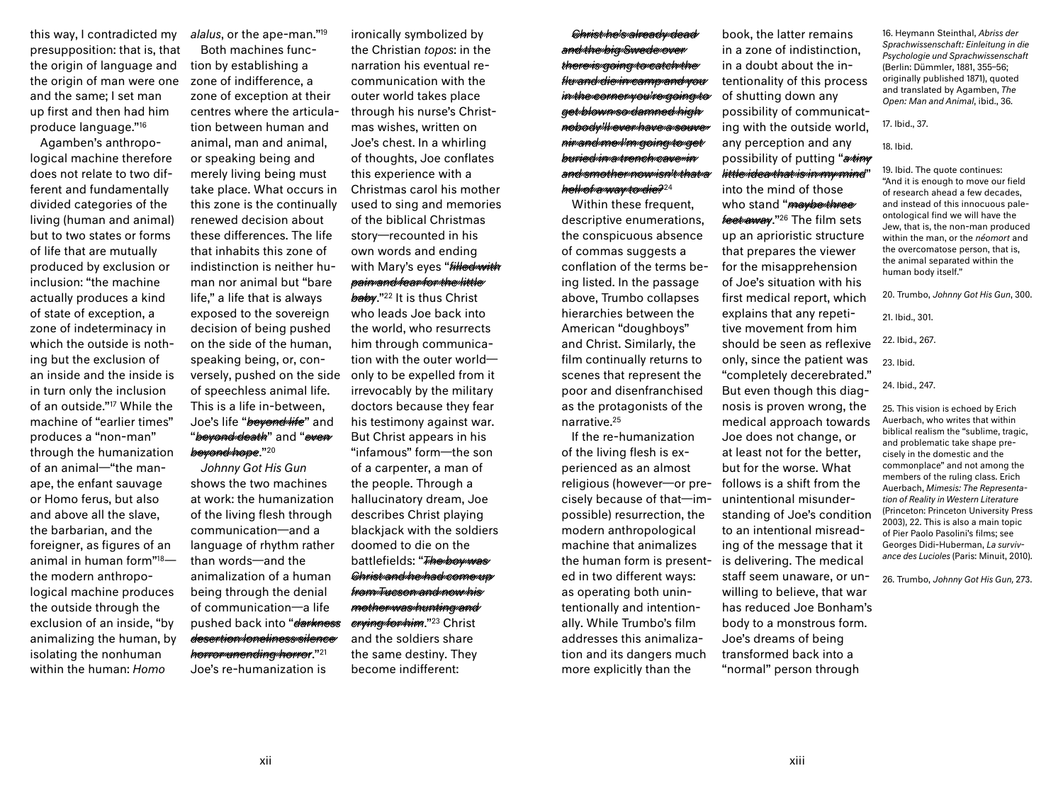this way, I contradicted my presupposition: that is, that the origin of language and the origin of man were one and the same; I set man up first and then had him produce language."[16]

Agamben's anthropological machine therefore does not relate to two different and fundamentally divided categories of the living (human and animal) but to two states or forms of life that are mutually produced by exclusion or inclusion: "the machine actually produces a kind of state of exception, a zone of indeterminacy in which the outside is nothing but the exclusion of an inside and the inside is in turn only the inclusion of an outside."[17] While the machine of "earlier times" produces a "non-man" through the humanization of an animal—"the man-ape, the enfant sauvage or Homo ferus, but also and above all the slave, the barbarian, and the foreigner, as figures of an animal in human form"[18]—the modern anthropological machine produces the outside through the exclusion of an inside, "by animalizing the human, by isolating the nonhuman within the human: *Homo alalus*, or the ape-man."[19]

Both machines function by establishing a zone of indifference, a zone of exception at their centres where the articulation between human and animal, man and animal, or speaking being and merely living being must take place. What occurs in this zone is the continually renewed decision about these differences. The life that inhabits this zone of indistinction is neither human nor animal but "bare life," a life that is always exposed to the sovereign decision of being pushed on the side of the human, speaking being, or, conversely, pushed on the side of speechless animal life. This is a life in-between, Joe's life "*beyond life*" and "*beyond death*" and "*even beyond hope*."[20]

*Johnny Got His Gun* shows the two machines at work: the humanization of the living flesh through communication—and a language of rhythm rather than words—and the animalization of a human being through the denial of communication—a life pushed back into "*darkness desertion loneliness silence horror unending horror*."[21] Joe's re-humanization is ironically symbolized by the Christian *topos*: in the narration his eventual re-communication with the outer world takes place through his nurse's Christmas wishes, written on Joe's chest. In a whirling of thoughts, Joe conflates this experience with a Christmas carol his mother used to sing and memories of the biblical Christmas story—recounted in his own words and ending with Mary's eyes "*filled with pain and fear for the little baby*."[22] It is thus Christ who leads Joe back into the world, who resurrects him through communication with the outer world—only to be expelled from it irrevocably by the military doctors because they fear his testimony against war. But Christ appears in his "infamous" form—the son of a carpenter, a man of the people. Through a hallucinatory dream, Joe describes Christ playing blackjack with the soldiers doomed to die on the battlefields: "*The boy was Christ and he had come up from Tucson and now his mother was hunting and crying for him*."[23] Christ and the soldiers share the same destiny. They become indifferent:

> *Christ he's already dead and the big Swede over there is going to catch the flu and die in camp and you in the corner you're going to get blown so damned high nobody'll ever have a souvenir and me I'm going to get buried in a trench cave-in and smother now isn't that a hell of a way to die?*[24]

Within these frequent, descriptive enumerations, the conspicuous absence of commas suggests a conflation of the terms being listed. In the passage above, Trumbo collapses hierarchies between the American "doughboys" and Christ. Similarly, the film continually returns to scenes that represent the poor and disenfranchised as the protagonists of the narrative.[25]

If the re-humanization of the living flesh is experienced as an almost religious (however—or precisely because of that—impossible) resurrection, the modern anthropological machine that animalizes the human form is presented in two different ways: as operating both unintentionally and intentionally. While Trumbo's film addresses this animalization and its dangers much more explicitly than the book, the latter remains in a zone of indistinction, in a doubt about the intentionality of this process of shutting down any possibility of communicating with the outside world, any perception and any possibility of putting "*a tiny little idea that is in my mind*" into the mind of those who stand "*maybe three feet away*."[26] The film sets up an aprioristic structure that prepares the viewer for the misapprehension of Joe's situation with his first medical report, which explains that any repetitive movement from him should be seen as reflexive only, since the patient was "completely decerebrated." But even though this diagnosis is proven wrong, the medical approach towards Joe does not change, or at least not for the better, but for the worse. What follows is a shift from the unintentional misunderstanding of Joe's condition to an intentional misreading of the message that it is delivering. The medical staff seem unaware, or unwilling to believe, that war has reduced Joe Bonham's body to a monstrous form. Joe's dreams of being transformed back into a "normal" person through

16. Heymann Steinthal, *Abriss der Sprachwissenschaft: Einleitung in die Psychologie und Sprachwissenschaft* (Berlin: Dümmler, 1881, 355–56; originally published 1871), quoted and translated by Agamben, *The Open: Man and Animal*, ibid., 36.

17. Ibid., 37.

18. Ibid.

19. Ibid. The quote continues: "And it is enough to move our field of research ahead a few decades, and instead of this innocuous paleontological find we will have the Jew, that is, the non-man produced within the man, or the *néomort* and the overcomatose person, that is, the animal separated within the human body itself."

20. Trumbo, *Johnny Got His Gun*, 300.

21. Ibid., 301.

22. Ibid., 267.

23. Ibid.

24. Ibid., 247.

25. This vision is echoed by Erich Auerbach, who writes that within biblical realism the "sublime, tragic, and problematic take shape precisely in the domestic and the commonplace" and not among the members of the ruling class. Erich Auerbach, *Mimesis: The Representation of Reality in Western Literature* (Princeton: Princeton University Press 2003), 22. This is also a main topic of Pier Paolo Pasolini's films; see Georges Didi-Huberman, *La survivance des Lucioles* (Paris: Minuit, 2010).

26. Trumbo, *Johnny Got His Gun*, 273.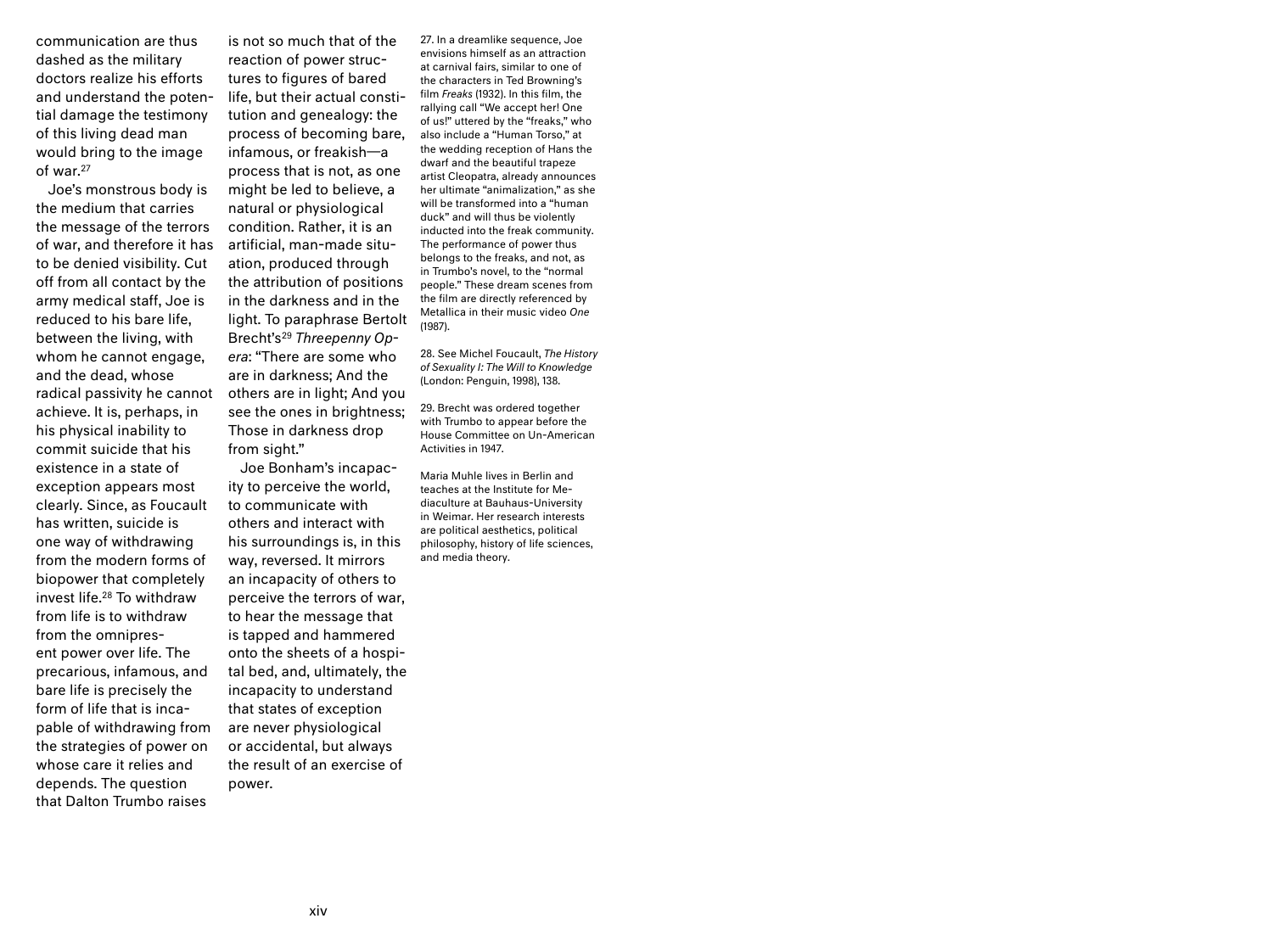communication are thus dashed as the military doctors realize his efforts and understand the potential damage the testimony of this living dead man would bring to the image of war.[27]

Joe's monstrous body is the medium that carries the message of the terrors of war, and therefore it has to be denied visibility. Cut off from all contact by the army medical staff, Joe is reduced to his bare life, between the living, with whom he cannot engage, and the dead, whose radical passivity he cannot achieve. It is, perhaps, in his physical inability to commit suicide that his existence in a state of exception appears most clearly. Since, as Foucault has written, suicide is one way of withdrawing from the modern forms of biopower that completely invest life.[28] To withdraw from life is to withdraw from the omnipresent power over life. The precarious, infamous, and bare life is precisely the form of life that is incapable of withdrawing from the strategies of power on whose care it relies and depends. The question that Dalton Trumbo raises is not so much that of the reaction of power structures to figures of bared life, but their actual constitution and genealogy: the process of becoming bare, infamous, or freakish—a process that is not, as one might be led to believe, a natural or physiological condition. Rather, it is an artificial, man-made situation, produced through the attribution of positions in the darkness and in the light. To paraphrase Bertolt Brecht's[29] *Threepenny Opera*: "There are some who are in darkness; And the others are in light; And you see the ones in brightness; Those in darkness drop from sight."

Joe Bonham's incapacity to perceive the world, to communicate with others and interact with his surroundings is, in this way, reversed. It mirrors an incapacity of others to perceive the terrors of war, to hear the message that is tapped and hammered onto the sheets of a hospital bed, and, ultimately, the incapacity to understand that states of exception are never physiological or accidental, but always the result of an exercise of power.

27. In a dreamlike sequence, Joe envisions himself as an attraction at carnival fairs, similar to one of the characters in Ted Browning's film *Freaks* (1932). In this film, the rallying call "We accept her! One of us!" uttered by the "freaks," who also include a "Human Torso," at the wedding reception of Hans the dwarf and the beautiful trapeze artist Cleopatra, already announces her ultimate "animalization," as she will be transformed into a "human duck" and will thus be violently inducted into the freak community. The performance of power thus belongs to the freaks, and not, as in Trumbo's novel, to the "normal people." These dream scenes from the film are directly referenced by Metallica in their music video *One* (1987).

28. See Michel Foucault, *The History of Sexuality I: The Will to Knowledge* (London: Penguin, 1998), 138.

29. Brecht was ordered together with Trumbo to appear before the House Committee on Un-American Activities in 1947.

Maria Muhle lives in Berlin and teaches at the Institute for Mediaculture at Bauhaus-University in Weimar. Her research interests are political aesthetics, political philosophy, history of life sciences, and media theory.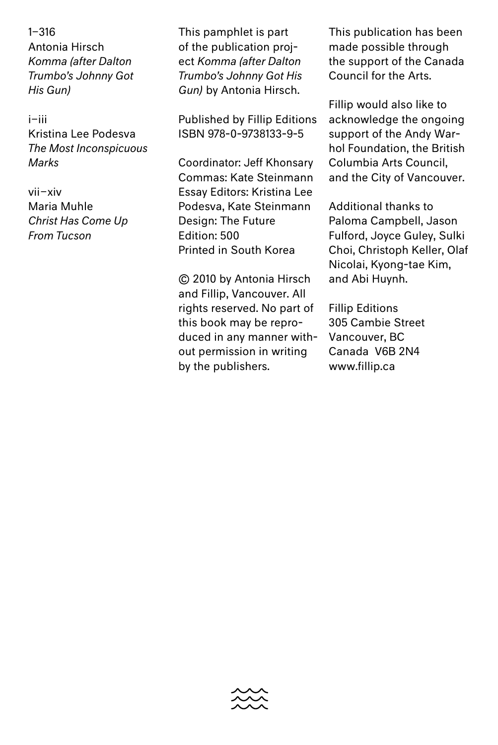1–316
Antonia Hirsch
*Komma (after Dalton Trumbo's Johnny Got His Gun)*

i–iii
Kristina Lee Podesva
*The Most Inconspicuous Marks*

vii–xiv
Maria Muhle
*Christ Has Come Up From Tucson*

This pamphlet is part of the publication project *Komma (after Dalton Trumbo's Johnny Got His Gun)* by Antonia Hirsch.

Published by Fillip Editions
ISBN 978-0-9738133-9-5

Coordinator: Jeff Khonsary
Commas: Kate Steinmann
Essay Editors: Kristina Lee Podesva, Kate Steinmann
Design: The Future
Edition: 500
Printed in South Korea

© 2010 by Antonia Hirsch and Fillip, Vancouver. All rights reserved. No part of this book may be reproduced in any manner without permission in writing by the publishers.

This publication has been made possible through the support of the Canada Council for the Arts.

Fillip would also like to acknowledge the ongoing support of the Andy Warhol Foundation, the British Columbia Arts Council, and the City of Vancouver.

Additional thanks to Paloma Campbell, Jason Fulford, Joyce Guley, Sulki Choi, Christoph Keller, Olaf Nicolai, Kyong-tae Kim, and Abi Huynh.

Fillip Editions
305 Cambie Street
Vancouver, BC
Canada V6B 2N4
www.fillip.ca